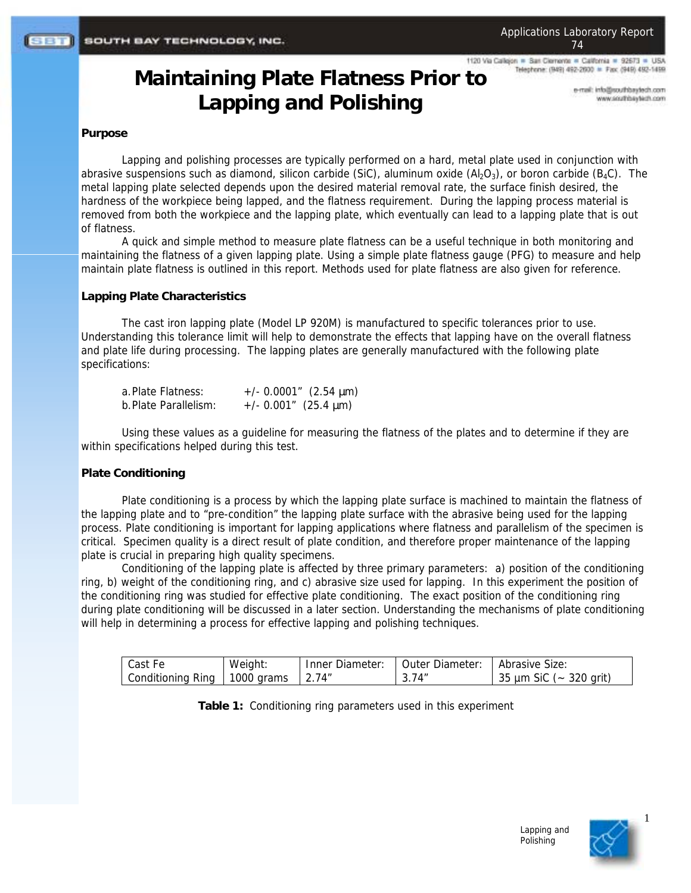# Maintaining Plate Flatness Prior to Lapping and Polishing

### Purpose

Lapping and polishing processes are typically performed on a hard, metal plate used in conjunction with abrasive suspensions such as diamond, silicon carbide (SiC), aluminum oxide ($Al_2O_3$), or boron carbide ($B_4C$). The metal lapping plate selected depends upon the desired material removal rate, the surface finish desired, the hardness of the workpiece being lapped, and the flatness requirement. During the lapping process material is removed from both the workpiece and the lapping plate, which eventually can lead to a lapping plate that is out of flatness.

A quick and simple method to measure plate flatness can be a useful technique in both monitoring and maintaining the flatness of a given lapping plate. Using a simple plate flatness gauge (PFG) to measure and help maintain plate flatness is outlined in this report. Methods used for plate flatness are also given for reference.

### Lapping Plate Characteristics

The cast iron lapping plate (Model LP 920M) is manufactured to specific tolerances prior to use. Understanding this tolerance limit will help to demonstrate the effects that lapping have on the overall flatness and plate life during processing. The lapping plates are generally manufactured with the following plate specifications:

a. Plate Flatness: +/- 0.0001" (2.54 µm)
b. Plate Parallelism: +/- 0.001" (25.4 µm)

Using these values as a guideline for measuring the flatness of the plates and to determine if they are within specifications helped during this test.

### Plate Conditioning

Plate conditioning is a process by which the lapping plate surface is machined to maintain the flatness of the lapping plate and to "pre-condition" the lapping plate surface with the abrasive being used for the lapping process. Plate conditioning is important for lapping applications where flatness and parallelism of the specimen is critical. Specimen quality is a direct result of plate condition, and therefore proper maintenance of the lapping plate is crucial in preparing high quality specimens.

Conditioning of the lapping plate is affected by three primary parameters: a) position of the conditioning ring, b) weight of the conditioning ring, and c) abrasive size used for lapping. In this experiment the position of the conditioning ring was studied for effective plate conditioning. The exact position of the conditioning ring during plate conditioning will be discussed in a later section. Understanding the mechanisms of plate conditioning will help in determining a process for effective lapping and polishing techniques.

| Cast Fe | Weight: | Inner Diameter: | Outer Diameter: | Abrasive Size: |
|---|---|---|---|---|
| Conditioning Ring | 1000 grams | 2.74" | 3.74" | 35 µm SiC (~ 320 grit) |

**Table 1:** Conditioning ring parameters used in this experiment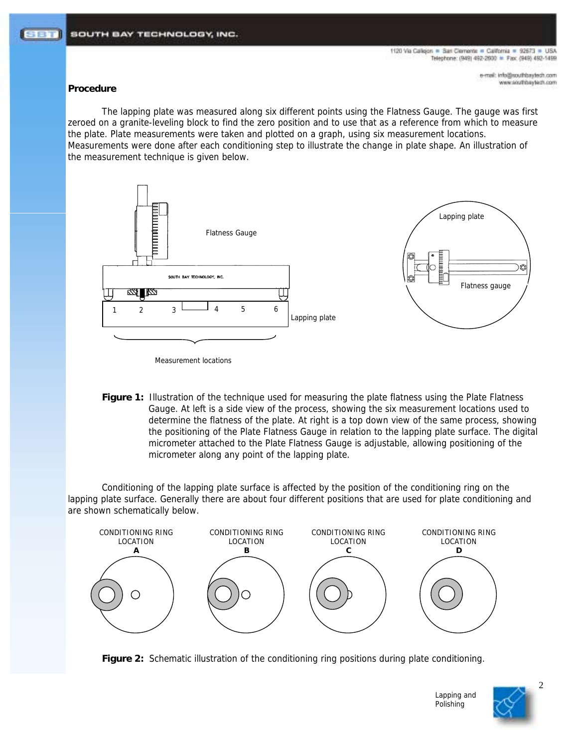## Procedure

The lapping plate was measured along six different points using the Flatness Gauge. The gauge was first zeroed on a granite-leveling block to find the zero position and to use that as a reference from which to measure the plate. Plate measurements were taken and plotted on a graph, using six measurement locations. Measurements were done after each conditioning step to illustrate the change in plate shape. An illustration of the measurement technique is given below.

Flatness Gauge

SOUTH BAY TECHNOLOGY, INC.

1 2 3 4 5 6

Lapping plate

Measurement locations

Lapping plate

Flatness gauge

**Figure 1:** Illustration of the technique used for measuring the plate flatness using the Plate Flatness Gauge. At left is a side view of the process, showing the six measurement locations used to determine the flatness of the plate. At right is a top down view of the same process, showing the positioning of the Plate Flatness Gauge in relation to the lapping plate surface. The digital micrometer attached to the Plate Flatness Gauge is adjustable, allowing positioning of the micrometer along any point of the lapping plate.

Conditioning of the lapping plate surface is affected by the position of the conditioning ring on the lapping plate surface. Generally there are about four different positions that are used for plate conditioning and are shown schematically below.

CONDITIONING RING LOCATION **A**

CONDITIONING RING LOCATION **B**

CONDITIONING RING LOCATION **C**

CONDITIONING RING LOCATION **D**

**Figure 2:** Schematic illustration of the conditioning ring positions during plate conditioning.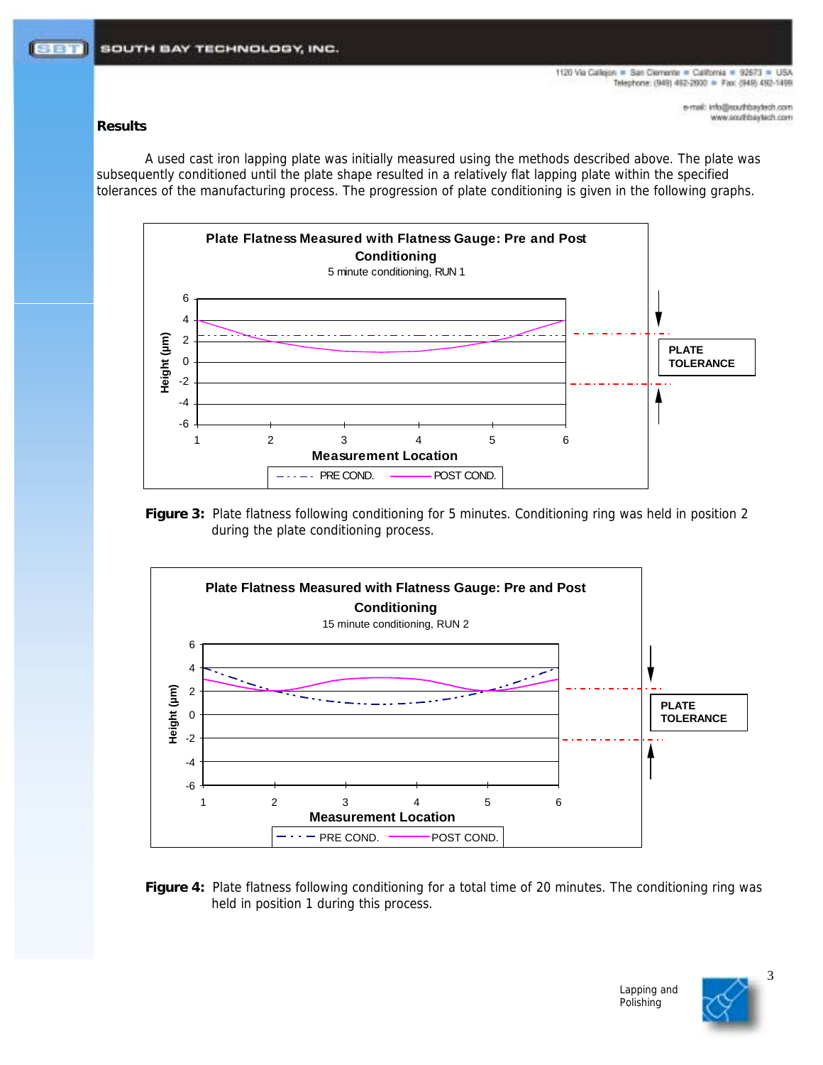## Results

A used cast iron lapping plate was initially measured using the methods described above. The plate was subsequently conditioned until the plate shape resulted in a relatively flat lapping plate within the specified tolerances of the manufacturing process. The progression of plate conditioning is given in the following graphs.

Plate Flatness Measured with Flatness Gauge: Pre and Post Conditioning
5 minute conditioning, RUN 1

Height (µm)
6
4
2
0
-2
-4
-6

Measurement Location
1 2 3 4 5 6

PRE COND.
POST COND.

PLATE TOLERANCE

**Figure 3:** Plate flatness following conditioning for 5 minutes. Conditioning ring was held in position 2 during the plate conditioning process.

Plate Flatness Measured with Flatness Gauge: Pre and Post Conditioning
15 minute conditioning, RUN 2

Height (µm)
6
4
2
0
-2
-4
-6

Measurement Location
1 2 3 4 5 6

PRE COND.
POST COND.

PLATE TOLERANCE

**Figure 4:** Plate flatness following conditioning for a total time of 20 minutes. The conditioning ring was held in position 1 during this process.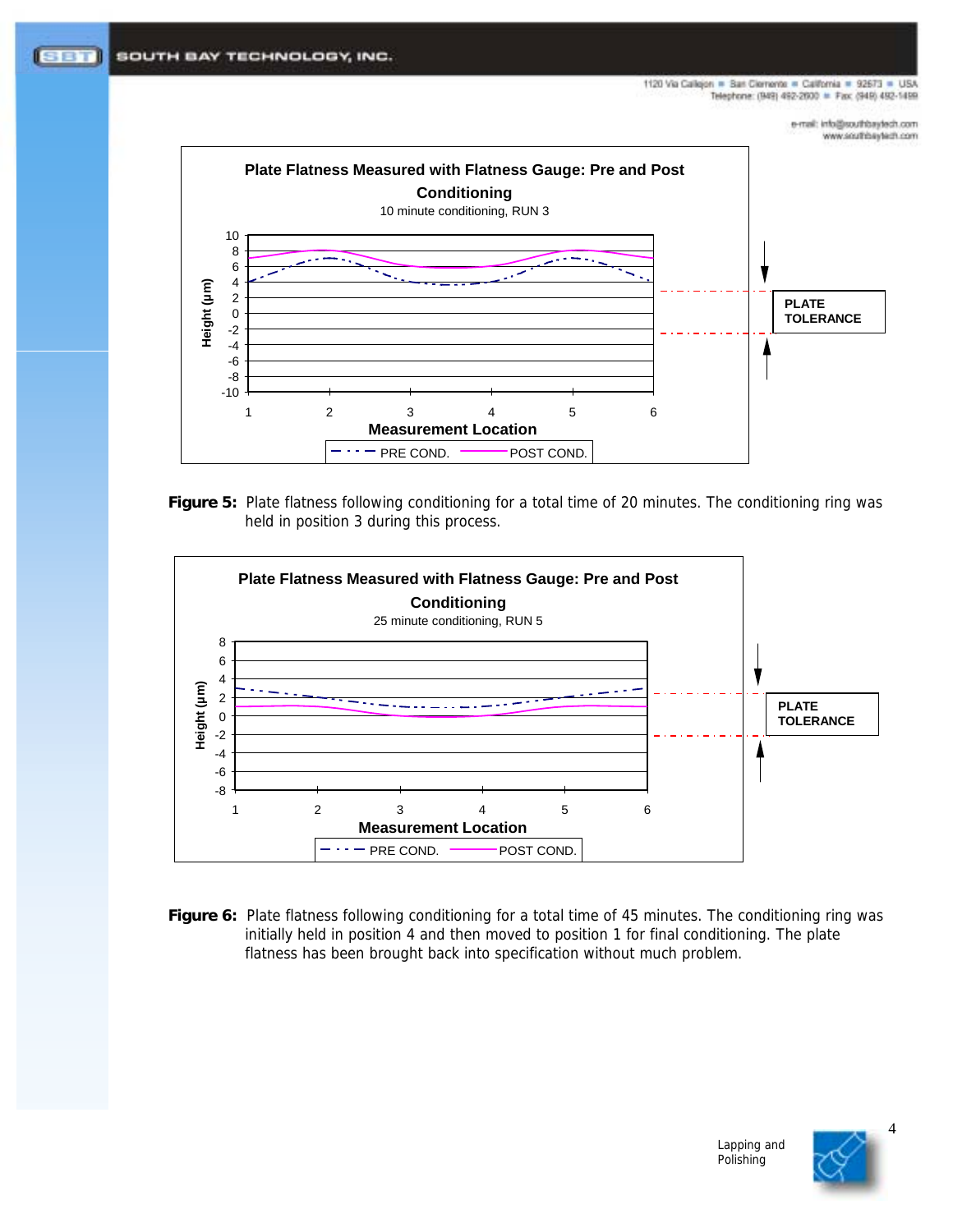Plate Flatness Measured with Flatness Gauge: Pre and Post Conditioning

10 minute conditioning, RUN 3

Height (μm)

10
8
6
4
2
0
-2
-4
-6
-8
-10

1 2 3 4 5 6

Measurement Location

PRE COND. POST COND.

PLATE TOLERANCE

**Figure 5:** Plate flatness following conditioning for a total time of 20 minutes. The conditioning ring was held in position 3 during this process.

Plate Flatness Measured with Flatness Gauge: Pre and Post Conditioning

25 minute conditioning, RUN 5

Height (μm)

8
6
4
2
0
-2
-4
-6
-8

1 2 3 4 5 6

Measurement Location

PRE COND. POST COND.

PLATE TOLERANCE

**Figure 6:** Plate flatness following conditioning for a total time of 45 minutes. The conditioning ring was initially held in position 4 and then moved to position 1 for final conditioning. The plate flatness has been brought back into specification without much problem.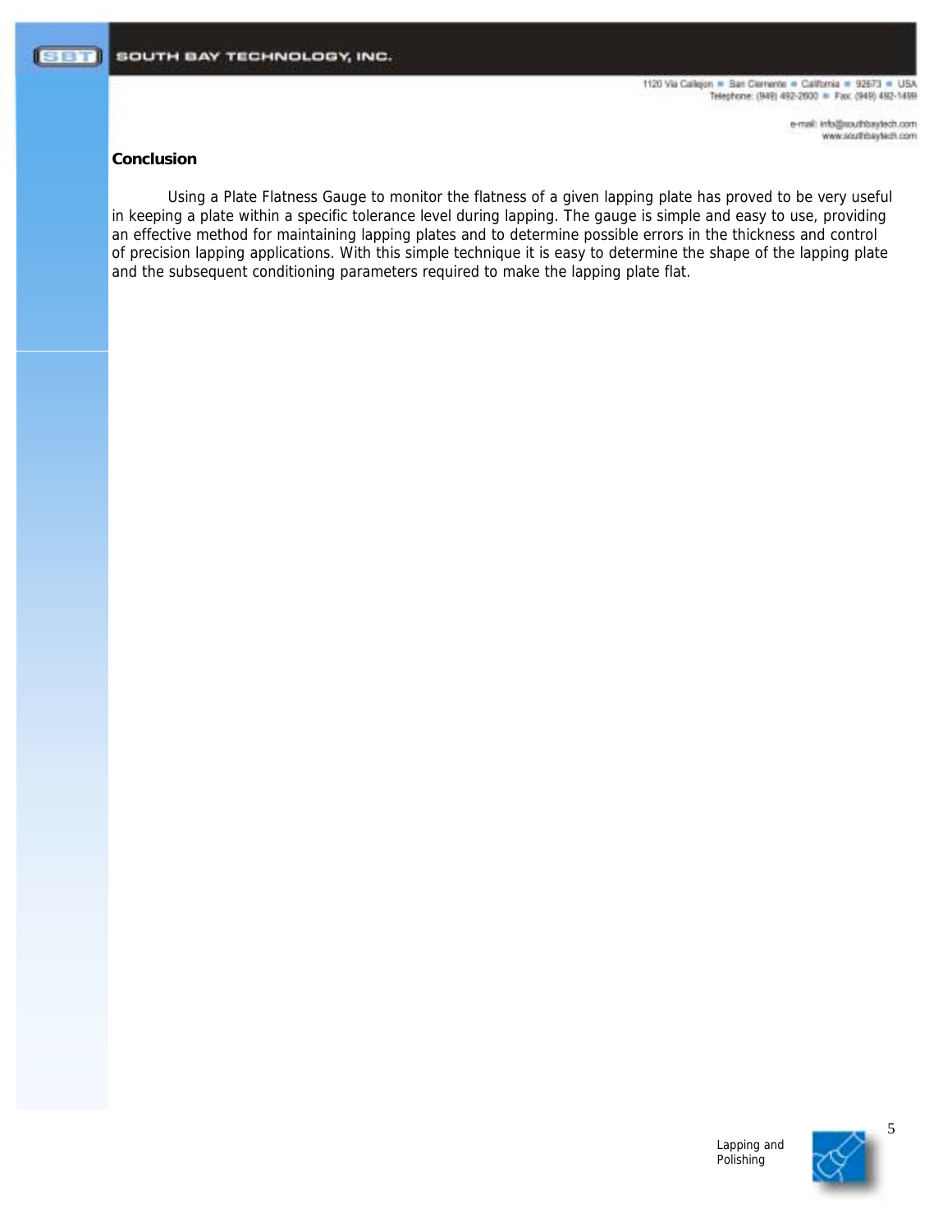## Conclusion

Using a Plate Flatness Gauge to monitor the flatness of a given lapping plate has proved to be very useful in keeping a plate within a specific tolerance level during lapping. The gauge is simple and easy to use, providing an effective method for maintaining lapping plates and to determine possible errors in the thickness and control of precision lapping applications. With this simple technique it is easy to determine the shape of the lapping plate and the subsequent conditioning parameters required to make the lapping plate flat.